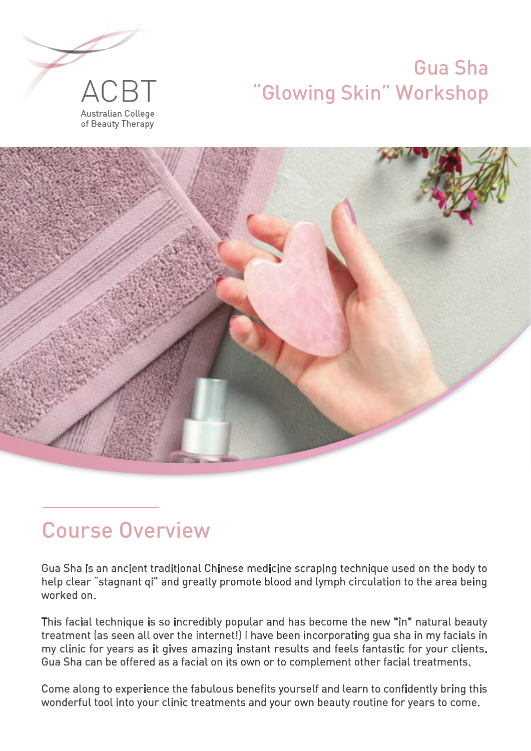ACBT

Australian College of Beauty Therapy

# Gua Sha "Glowing Skin" Workshop

## Course Overview

Gua Sha is an ancient traditional Chinese medicine scraping technique used on the body to help clear "stagnant qi" and greatly promote blood and lymph circulation to the area being worked on.

This facial technique is so incredibly popular and has become the new "in" natural beauty treatment (as seen all over the internet!) I have been incorporating gua sha in my facials in my clinic for years as it gives amazing instant results and feels fantastic for your clients. Gua Sha can be offered as a facial on its own or to complement other facial treatments.

Come along to experience the fabulous benefits yourself and learn to confidently bring this wonderful tool into your clinic treatments and your own beauty routine for years to come.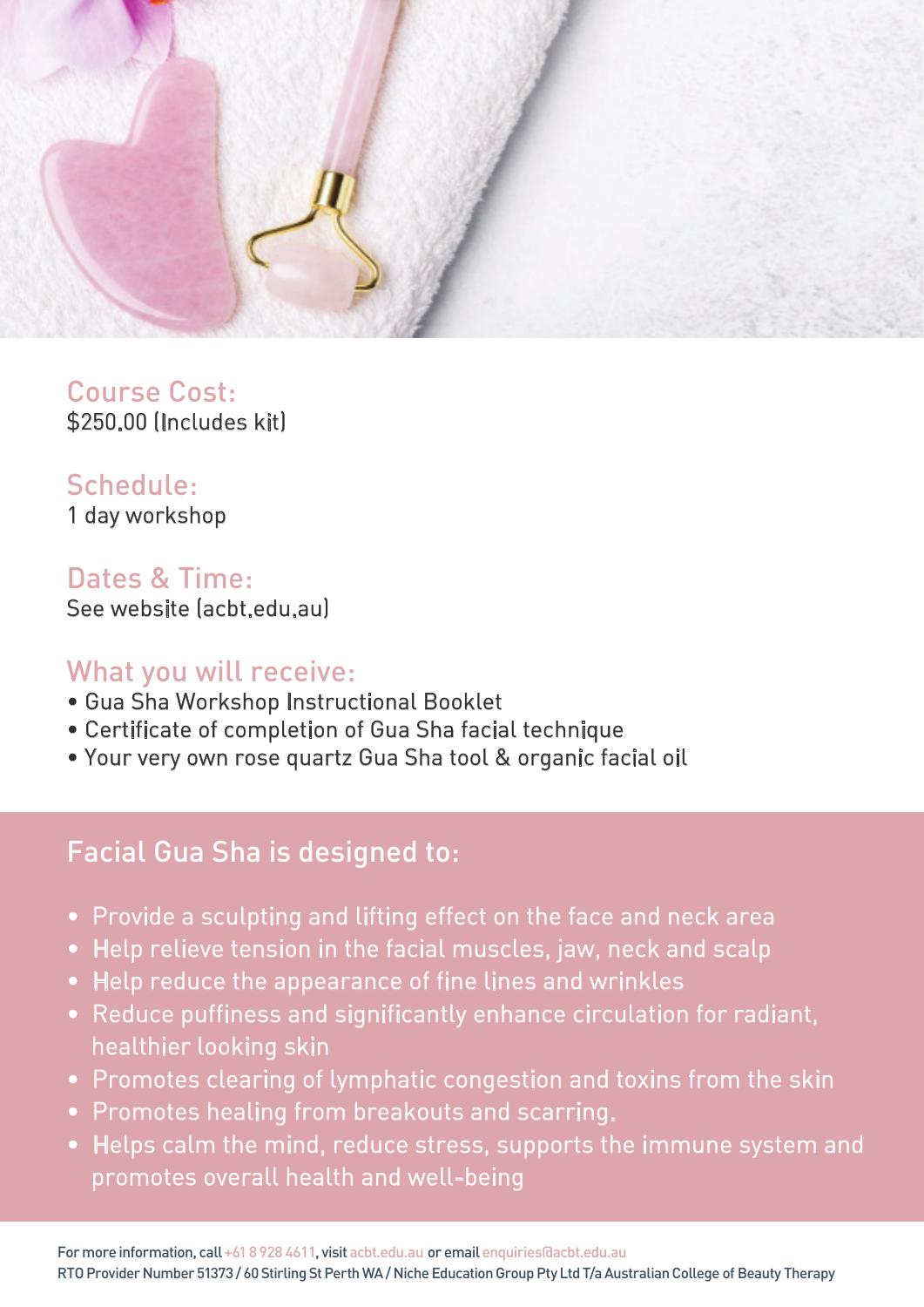## Course Cost:
$250.00 (Includes kit)

## Schedule:
1 day workshop

## Dates & Time:
See website (acbt.edu.au)

## What you will receive:
- Gua Sha Workshop Instructional Booklet
- Certificate of completion of Gua Sha facial technique
- Your very own rose quartz Gua Sha tool & organic facial oil

## Facial Gua Sha is designed to:

- Provide a sculpting and lifting effect on the face and neck area
- Help relieve tension in the facial muscles, jaw, neck and scalp
- Help reduce the appearance of fine lines and wrinkles
- Reduce puffiness and significantly enhance circulation for radiant, healthier looking skin
- Promotes clearing of lymphatic congestion and toxins from the skin
- Promotes healing from breakouts and scarring.
- Helps calm the mind, reduce stress, supports the immune system and promotes overall health and well-being

For more information, call +61 8 928 4611, visit acbt.edu.au or email enquiries@acbt.edu.au
RTO Provider Number 51373 / 60 Stirling St Perth WA / Niche Education Group Pty Ltd T/a Australian College of Beauty Therapy